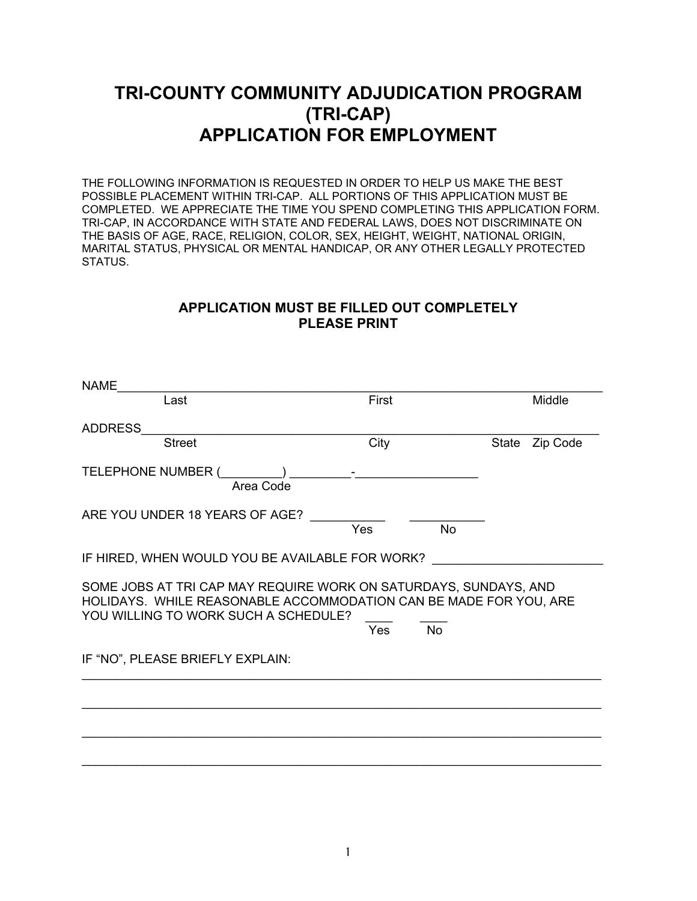# TRI-COUNTY COMMUNITY ADJUDICATION PROGRAM (TRI-CAP) APPLICATION FOR EMPLOYMENT

THE FOLLOWING INFORMATION IS REQUESTED IN ORDER TO HELP US MAKE THE BEST POSSIBLE PLACEMENT WITHIN TRI-CAP. ALL PORTIONS OF THIS APPLICATION MUST BE COMPLETED. WE APPRECIATE THE TIME YOU SPEND COMPLETING THIS APPLICATION FORM. TRI-CAP, IN ACCORDANCE WITH STATE AND FEDERAL LAWS, DOES NOT DISCRIMINATE ON THE BASIS OF AGE, RACE, RELIGION, COLOR, SEX, HEIGHT, WEIGHT, NATIONAL ORIGIN, MARITAL STATUS, PHYSICAL OR MENTAL HANDICAP, OR ANY OTHER LEGALLY PROTECTED STATUS.

**APPLICATION MUST BE FILLED OUT COMPLETELY**
**PLEASE PRINT**

NAME_____________________________________________________________________
Last First Middle

ADDRESS__________________________________________________________________
Street City State Zip Code

TELEPHONE NUMBER (_________) _________-__________________
Area Code

ARE YOU UNDER 18 YEARS OF AGE? ___________ Yes ___________ No

IF HIRED, WHEN WOULD YOU BE AVAILABLE FOR WORK? ________________________

SOME JOBS AT TRI CAP MAY REQUIRE WORK ON SATURDAYS, SUNDAYS, AND HOLIDAYS. WHILE REASONABLE ACCOMMODATION CAN BE MADE FOR YOU, ARE YOU WILLING TO WORK SUCH A SCHEDULE? ____ Yes ____ No

IF "NO", PLEASE BRIEFLY EXPLAIN:
_________________________________________________________________________
_________________________________________________________________________
_________________________________________________________________________
_________________________________________________________________________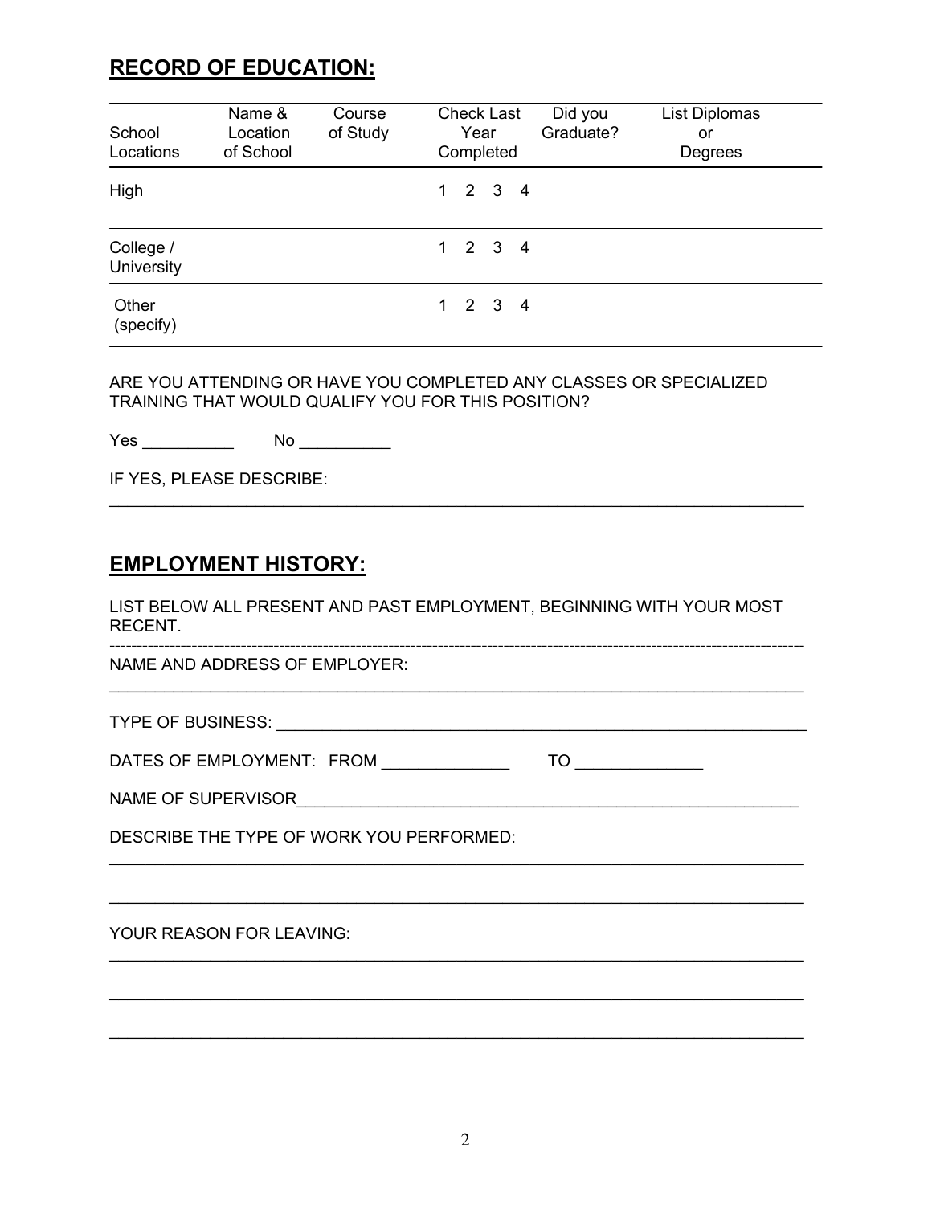## RECORD OF EDUCATION:

| School Locations | Name & Location of School | Course of Study | Check Last Year Completed | Did you Graduate? | List Diplomas or Degrees |
|---|---|---|---|---|---|
| High | | | 1 2 3 4 | | |
| College / University | | | 1 2 3 4 | | |
| Other (specify) | | | 1 2 3 4 | | |

ARE YOU ATTENDING OR HAVE YOU COMPLETED ANY CLASSES OR SPECIALIZED TRAINING THAT WOULD QUALIFY YOU FOR THIS POSITION?

Yes __________ No __________

IF YES, PLEASE DESCRIBE:
_______________________________________________________________________________

## EMPLOYMENT HISTORY:

LIST BELOW ALL PRESENT AND PAST EMPLOYMENT, BEGINNING WITH YOUR MOST RECENT.

-------------------------------------------------------------------------------

NAME AND ADDRESS OF EMPLOYER:
_______________________________________________________________________________

TYPE OF BUSINESS: ______________________________________________________________

DATES OF EMPLOYMENT: FROM ______________ TO ______________

NAME OF SUPERVISOR_______________________________________________________

DESCRIBE THE TYPE OF WORK YOU PERFORMED:
_______________________________________________________________________________

_______________________________________________________________________________

YOUR REASON FOR LEAVING:
_______________________________________________________________________________

_______________________________________________________________________________

_______________________________________________________________________________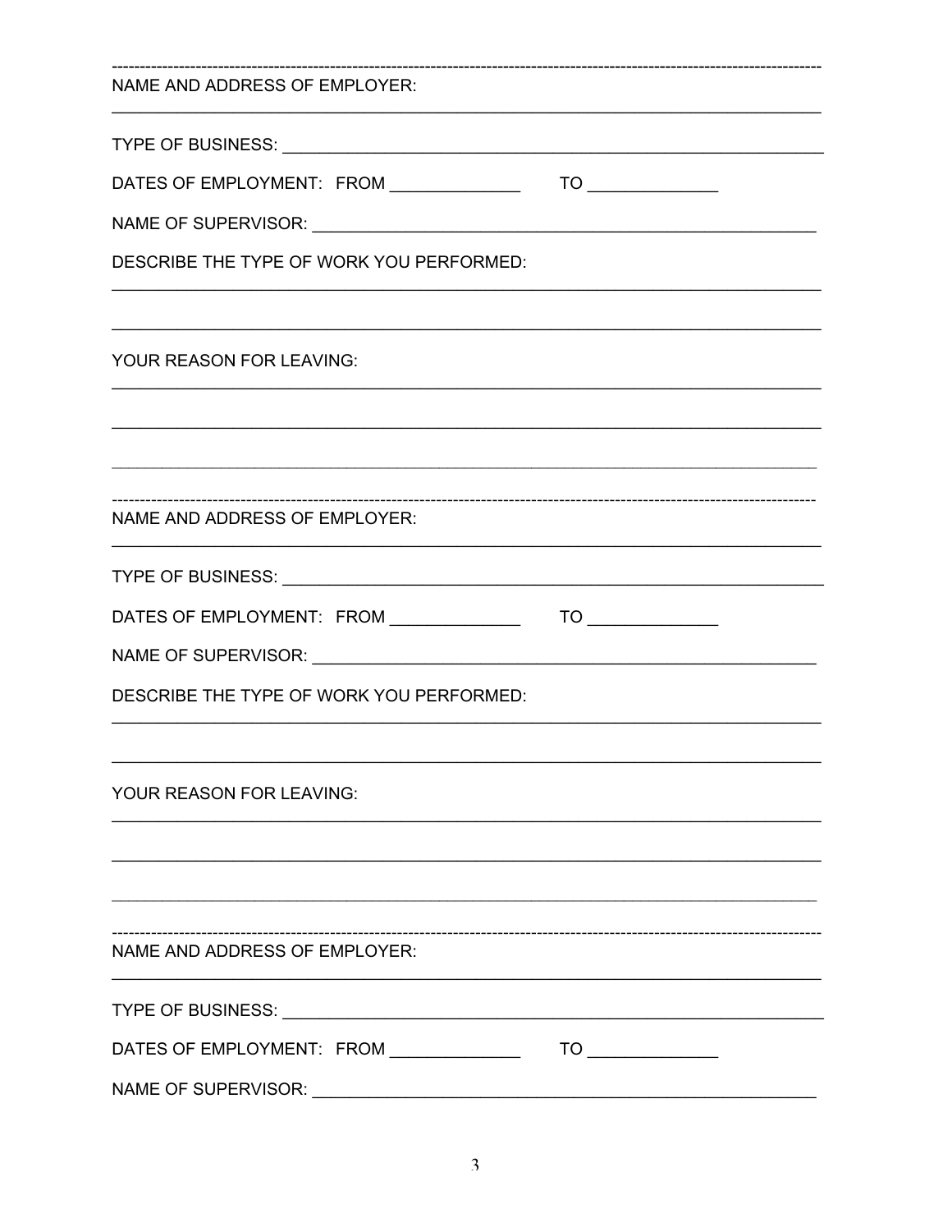---

NAME AND ADDRESS OF EMPLOYER:

______________________________________________________________________________

TYPE OF BUSINESS: ______________________________________________________

DATES OF EMPLOYMENT: FROM ______________ TO ______________

NAME OF SUPERVISOR: ____________________________________________________

DESCRIBE THE TYPE OF WORK YOU PERFORMED:

______________________________________________________________________________

______________________________________________________________________________

YOUR REASON FOR LEAVING:

______________________________________________________________________________

______________________________________________________________________________

______________________________________________________________________________

---

NAME AND ADDRESS OF EMPLOYER:

______________________________________________________________________________

TYPE OF BUSINESS: ______________________________________________________

DATES OF EMPLOYMENT: FROM ______________ TO ______________

NAME OF SUPERVISOR: ____________________________________________________

DESCRIBE THE TYPE OF WORK YOU PERFORMED:

______________________________________________________________________________

______________________________________________________________________________

YOUR REASON FOR LEAVING:

______________________________________________________________________________

______________________________________________________________________________

______________________________________________________________________________

---

NAME AND ADDRESS OF EMPLOYER:

______________________________________________________________________________

TYPE OF BUSINESS: ______________________________________________________

DATES OF EMPLOYMENT: FROM ______________ TO ______________

NAME OF SUPERVISOR: ____________________________________________________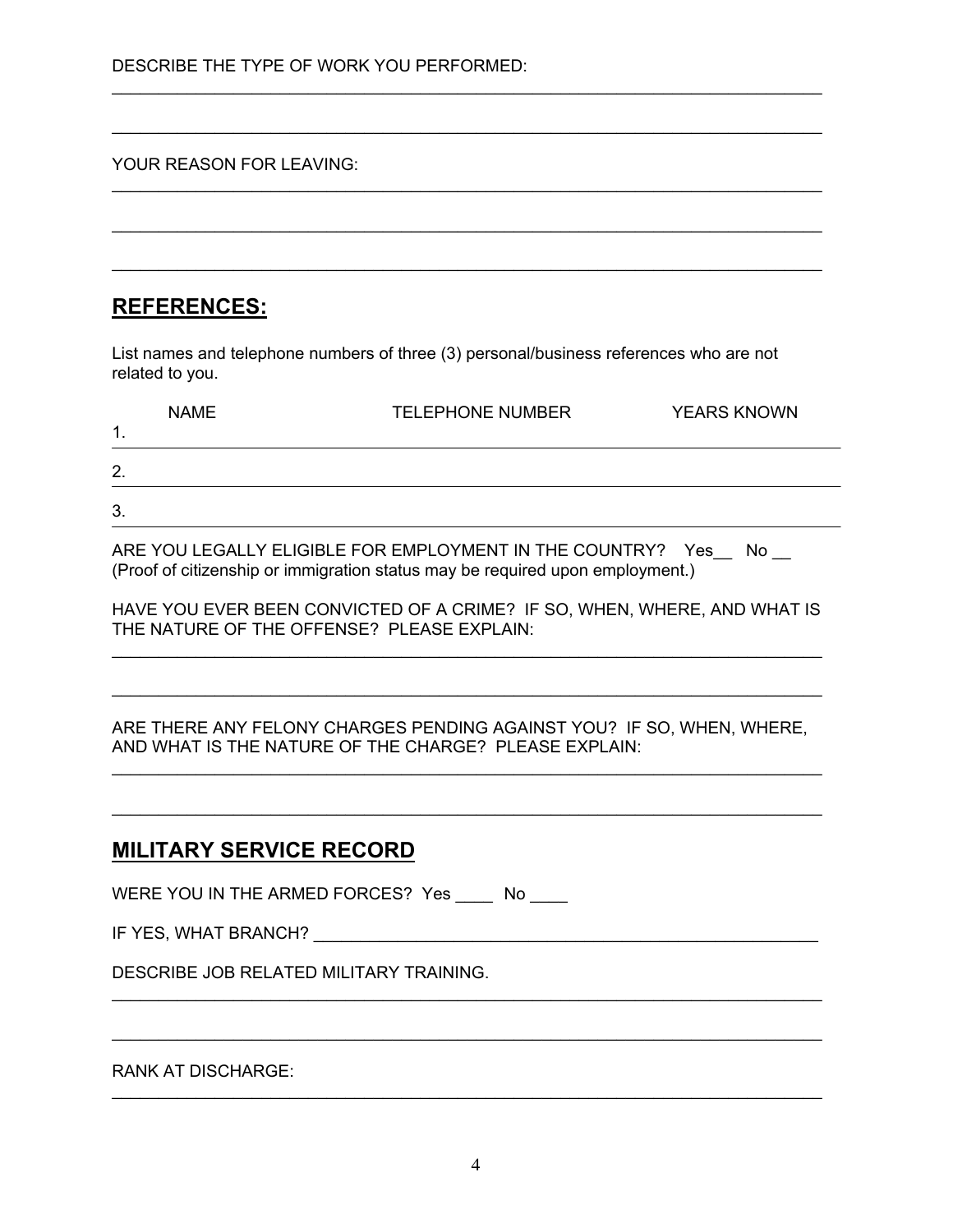DESCRIBE THE TYPE OF WORK YOU PERFORMED:

_______________________________________________________________________________

_______________________________________________________________________________

YOUR REASON FOR LEAVING:

_______________________________________________________________________________

_______________________________________________________________________________

_______________________________________________________________________________

## REFERENCES:

List names and telephone numbers of three (3) personal/business references who are not related to you.

| | NAME | TELEPHONE NUMBER | YEARS KNOWN |
|---|---|---|---|
| 1. | | | |
| 2. | | | |
| 3. | | | |

ARE YOU LEGALLY ELIGIBLE FOR EMPLOYMENT IN THE COUNTRY? Yes__ No __
(Proof of citizenship or immigration status may be required upon employment.)

HAVE YOU EVER BEEN CONVICTED OF A CRIME? IF SO, WHEN, WHERE, AND WHAT IS THE NATURE OF THE OFFENSE? PLEASE EXPLAIN:

_______________________________________________________________________________

_______________________________________________________________________________

ARE THERE ANY FELONY CHARGES PENDING AGAINST YOU? IF SO, WHEN, WHERE, AND WHAT IS THE NATURE OF THE CHARGE? PLEASE EXPLAIN:

_______________________________________________________________________________

_______________________________________________________________________________

## MILITARY SERVICE RECORD

WERE YOU IN THE ARMED FORCES? Yes ____ No ____

IF YES, WHAT BRANCH? ________________________________________________________

DESCRIBE JOB RELATED MILITARY TRAINING.

_______________________________________________________________________________

_______________________________________________________________________________

RANK AT DISCHARGE:

_______________________________________________________________________________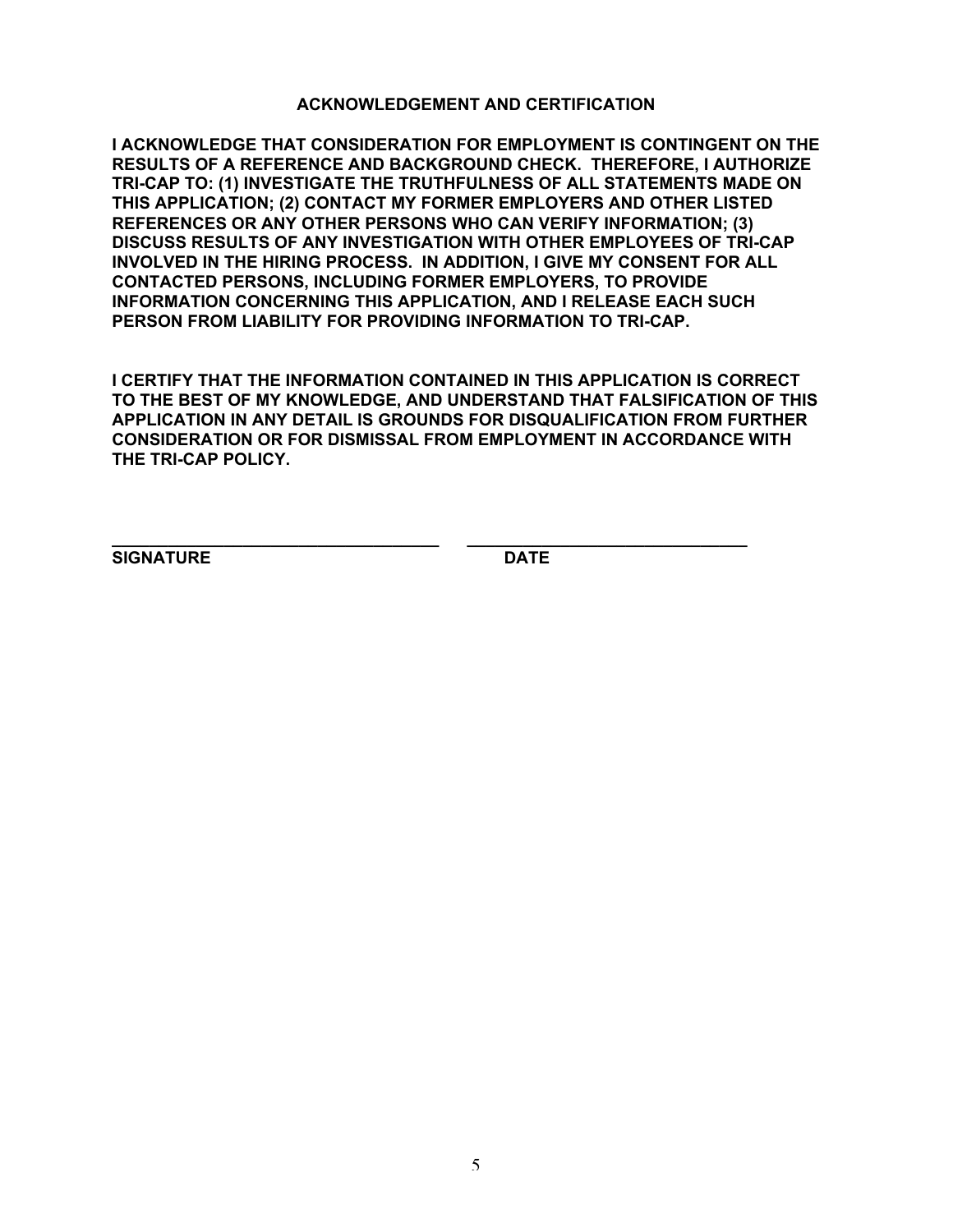## ACKNOWLEDGEMENT AND CERTIFICATION

**I ACKNOWLEDGE THAT CONSIDERATION FOR EMPLOYMENT IS CONTINGENT ON THE RESULTS OF A REFERENCE AND BACKGROUND CHECK. THEREFORE, I AUTHORIZE TRI-CAP TO: (1) INVESTIGATE THE TRUTHFULNESS OF ALL STATEMENTS MADE ON THIS APPLICATION; (2) CONTACT MY FORMER EMPLOYERS AND OTHER LISTED REFERENCES OR ANY OTHER PERSONS WHO CAN VERIFY INFORMATION; (3) DISCUSS RESULTS OF ANY INVESTIGATION WITH OTHER EMPLOYEES OF TRI-CAP INVOLVED IN THE HIRING PROCESS. IN ADDITION, I GIVE MY CONSENT FOR ALL CONTACTED PERSONS, INCLUDING FORMER EMPLOYERS, TO PROVIDE INFORMATION CONCERNING THIS APPLICATION, AND I RELEASE EACH SUCH PERSON FROM LIABILITY FOR PROVIDING INFORMATION TO TRI-CAP.**

**I CERTIFY THAT THE INFORMATION CONTAINED IN THIS APPLICATION IS CORRECT TO THE BEST OF MY KNOWLEDGE, AND UNDERSTAND THAT FALSIFICATION OF THIS APPLICATION IN ANY DETAIL IS GROUNDS FOR DISQUALIFICATION FROM FURTHER CONSIDERATION OR FOR DISMISSAL FROM EMPLOYMENT IN ACCORDANCE WITH THE TRI-CAP POLICY.**

___________________________________ ______________________________

**SIGNATURE** **DATE**